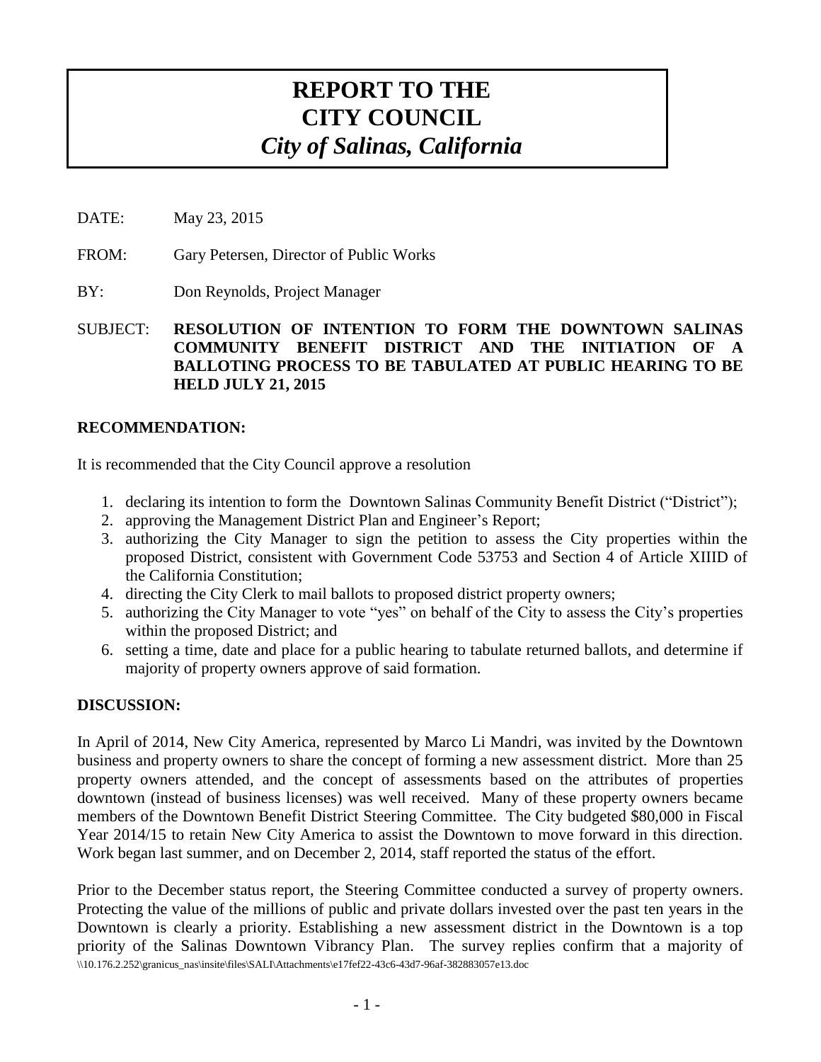# REPORT TO THE CITY COUNCIL
## *City of Salinas, California*

DATE: May 23, 2015

FROM: Gary Petersen, Director of Public Works

BY: Don Reynolds, Project Manager

SUBJECT: **RESOLUTION OF INTENTION TO FORM THE DOWNTOWN SALINAS COMMUNITY BENEFIT DISTRICT AND THE INITIATION OF A BALLOTING PROCESS TO BE TABULATED AT PUBLIC HEARING TO BE HELD JULY 21, 2015**

### RECOMMENDATION:

It is recommended that the City Council approve a resolution

1. declaring its intention to form the Downtown Salinas Community Benefit District ("District");
2. approving the Management District Plan and Engineer's Report;
3. authorizing the City Manager to sign the petition to assess the City properties within the proposed District, consistent with Government Code 53753 and Section 4 of Article XIIID of the California Constitution;
4. directing the City Clerk to mail ballots to proposed district property owners;
5. authorizing the City Manager to vote "yes" on behalf of the City to assess the City's properties within the proposed District; and
6. setting a time, date and place for a public hearing to tabulate returned ballots, and determine if majority of property owners approve of said formation.

### DISCUSSION:

In April of 2014, New City America, represented by Marco Li Mandri, was invited by the Downtown business and property owners to share the concept of forming a new assessment district. More than 25 property owners attended, and the concept of assessments based on the attributes of properties downtown (instead of business licenses) was well received. Many of these property owners became members of the Downtown Benefit District Steering Committee. The City budgeted $80,000 in Fiscal Year 2014/15 to retain New City America to assist the Downtown to move forward in this direction. Work began last summer, and on December 2, 2014, staff reported the status of the effort.

Prior to the December status report, the Steering Committee conducted a survey of property owners. Protecting the value of the millions of public and private dollars invested over the past ten years in the Downtown is clearly a priority. Establishing a new assessment district in the Downtown is a top priority of the Salinas Downtown Vibrancy Plan. The survey replies confirm that a majority of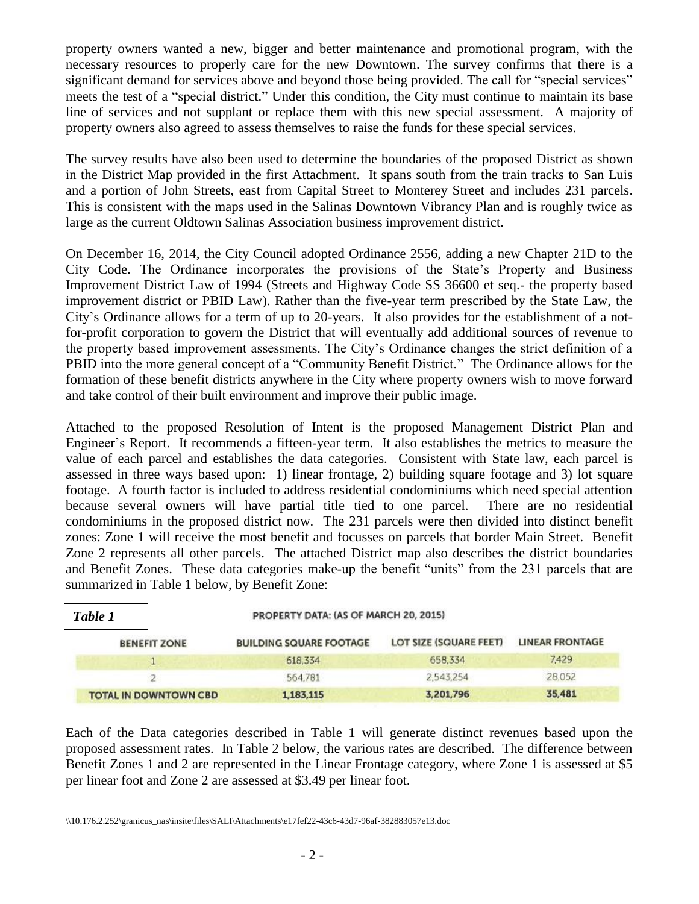property owners wanted a new, bigger and better maintenance and promotional program, with the necessary resources to properly care for the new Downtown. The survey confirms that there is a significant demand for services above and beyond those being provided. The call for "special services" meets the test of a "special district." Under this condition, the City must continue to maintain its base line of services and not supplant or replace them with this new special assessment. A majority of property owners also agreed to assess themselves to raise the funds for these special services.

The survey results have also been used to determine the boundaries of the proposed District as shown in the District Map provided in the first Attachment. It spans south from the train tracks to San Luis and a portion of John Streets, east from Capital Street to Monterey Street and includes 231 parcels. This is consistent with the maps used in the Salinas Downtown Vibrancy Plan and is roughly twice as large as the current Oldtown Salinas Association business improvement district.

On December 16, 2014, the City Council adopted Ordinance 2556, adding a new Chapter 21D to the City Code. The Ordinance incorporates the provisions of the State's Property and Business Improvement District Law of 1994 (Streets and Highway Code SS 36600 et seq.- the property based improvement district or PBID Law). Rather than the five-year term prescribed by the State Law, the City's Ordinance allows for a term of up to 20-years. It also provides for the establishment of a not-for-profit corporation to govern the District that will eventually add additional sources of revenue to the property based improvement assessments. The City's Ordinance changes the strict definition of a PBID into the more general concept of a "Community Benefit District." The Ordinance allows for the formation of these benefit districts anywhere in the City where property owners wish to move forward and take control of their built environment and improve their public image.

Attached to the proposed Resolution of Intent is the proposed Management District Plan and Engineer's Report. It recommends a fifteen-year term. It also establishes the metrics to measure the value of each parcel and establishes the data categories. Consistent with State law, each parcel is assessed in three ways based upon: 1) linear frontage, 2) building square footage and 3) lot square footage. A fourth factor is included to address residential condominiums which need special attention because several owners will have partial title tied to one parcel. There are no residential condominiums in the proposed district now. The 231 parcels were then divided into distinct benefit zones: Zone 1 will receive the most benefit and focusses on parcels that border Main Street. Benefit Zone 2 represents all other parcels. The attached District map also describes the district boundaries and Benefit Zones. These data categories make-up the benefit "units" from the 231 parcels that are summarized in Table 1 below, by Benefit Zone:

***Table 1***

PROPERTY DATA: (AS OF MARCH 20, 2015)

| BENEFIT ZONE | BUILDING SQUARE FOOTAGE | LOT SIZE (SQUARE FEET) | LINEAR FRONTAGE |
|---|---|---|---|
| 1 | 618,334 | 658,334 | 7,429 |
| 2 | 564,781 | 2,543,254 | 28,052 |
| **TOTAL IN DOWNTOWN CBD** | **1,183,115** | **3,201,796** | **35,481** |

Each of the Data categories described in Table 1 will generate distinct revenues based upon the proposed assessment rates. In Table 2 below, the various rates are described. The difference between Benefit Zones 1 and 2 are represented in the Linear Frontage category, where Zone 1 is assessed at $5 per linear foot and Zone 2 are assessed at $3.49 per linear foot.

\\10.176.2.252\granicus_nas\insite\files\SALI\Attachments\e17fef22-43c6-43d7-96af-382883057e13.doc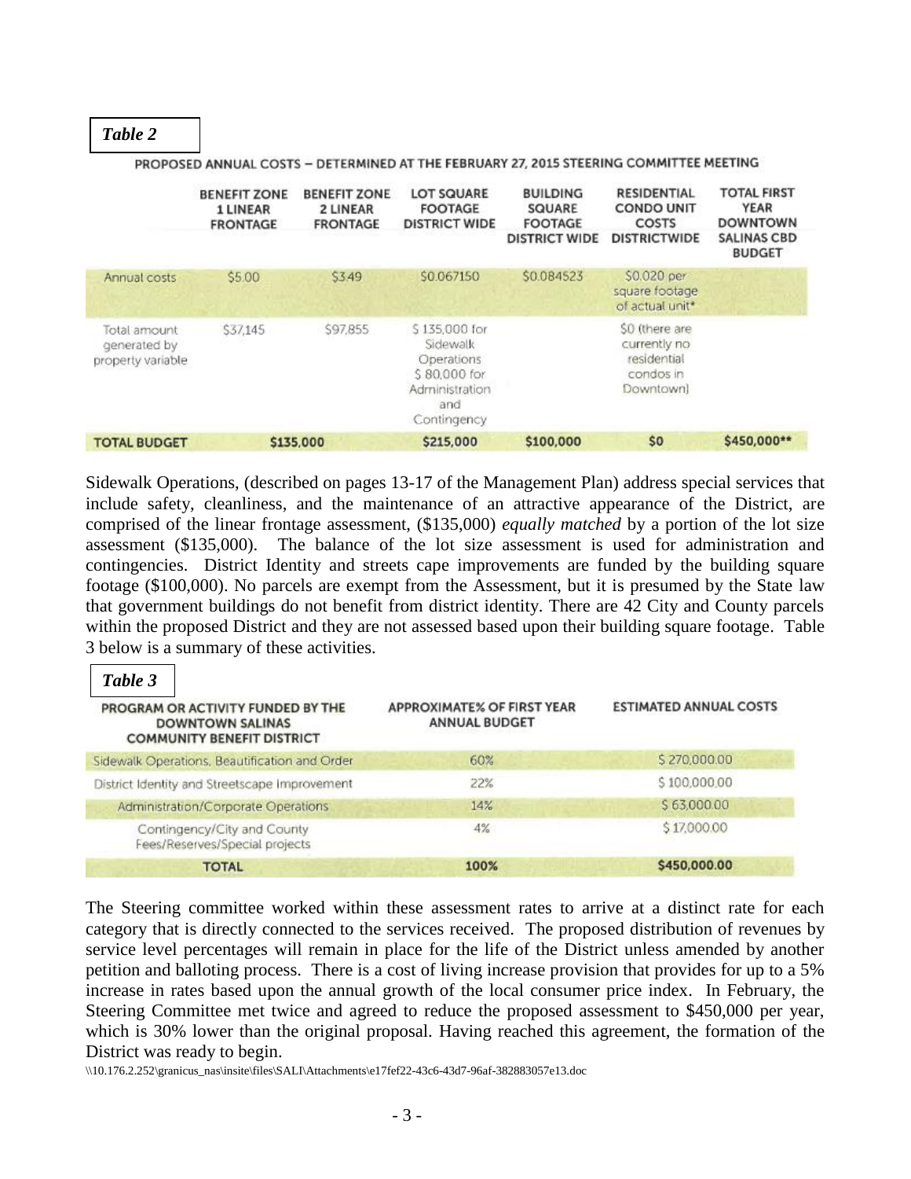*Table 2*

PROPOSED ANNUAL COSTS – DETERMINED AT THE FEBRUARY 27, 2015 STEERING COMMITTEE MEETING

| | BENEFIT ZONE 1 LINEAR FRONTAGE | BENEFIT ZONE 2 LINEAR FRONTAGE | LOT SQUARE FOOTAGE DISTRICT WIDE | BUILDING SQUARE FOOTAGE DISTRICT WIDE | RESIDENTIAL CONDO UNIT COSTS DISTRICTWIDE | TOTAL FIRST YEAR DOWNTOWN SALINAS CBD BUDGET |
|---|---|---|---|---|---|---|
| Annual costs | $5.00 | $3.49 | $0.067150 | $0.084523 | $0.020 per square footage of actual unit* | |
| Total amount generated by property variable | $37,145 | $97,855 | $ 135,000 for Sidewalk Operations $ 80,000 for Administration and Contingency | | $0 (there are currently no residential condos in Downtown) | |
| **TOTAL BUDGET** | **$135,000** | | **$215,000** | **$100,000** | **$0** | **$450,000\*\*** |

Sidewalk Operations, (described on pages 13-17 of the Management Plan) address special services that include safety, cleanliness, and the maintenance of an attractive appearance of the District, are comprised of the linear frontage assessment, ($135,000) *equally matched* by a portion of the lot size assessment ($135,000). The balance of the lot size assessment is used for administration and contingencies. District Identity and streets cape improvements are funded by the building square footage ($100,000). No parcels are exempt from the Assessment, but it is presumed by the State law that government buildings do not benefit from district identity. There are 42 City and County parcels within the proposed District and they are not assessed based upon their building square footage. Table 3 below is a summary of these activities.

*Table 3*

| PROGRAM OR ACTIVITY FUNDED BY THE DOWNTOWN SALINAS COMMUNITY BENEFIT DISTRICT | APPROXIMATE% OF FIRST YEAR ANNUAL BUDGET | ESTIMATED ANNUAL COSTS |
|---|---|---|
| Sidewalk Operations, Beautification and Order | 60% | $ 270,000.00 |
| District Identity and Streetscape Improvement | 22% | $ 100,000.00 |
| Administration/Corporate Operations | 14% | $ 63,000.00 |
| Contingency/City and County Fees/Reserves/Special projects | 4% | $ 17,000.00 |
| **TOTAL** | **100%** | **$450,000.00** |

The Steering committee worked within these assessment rates to arrive at a distinct rate for each category that is directly connected to the services received. The proposed distribution of revenues by service level percentages will remain in place for the life of the District unless amended by another petition and balloting process. There is a cost of living increase provision that provides for up to a 5% increase in rates based upon the annual growth of the local consumer price index. In February, the Steering Committee met twice and agreed to reduce the proposed assessment to $450,000 per year, which is 30% lower than the original proposal. Having reached this agreement, the formation of the District was ready to begin.

\\10.176.2.252\granicus_nas\insite\files\SALI\Attachments\e17fef22-43c6-43d7-96af-382883057e13.doc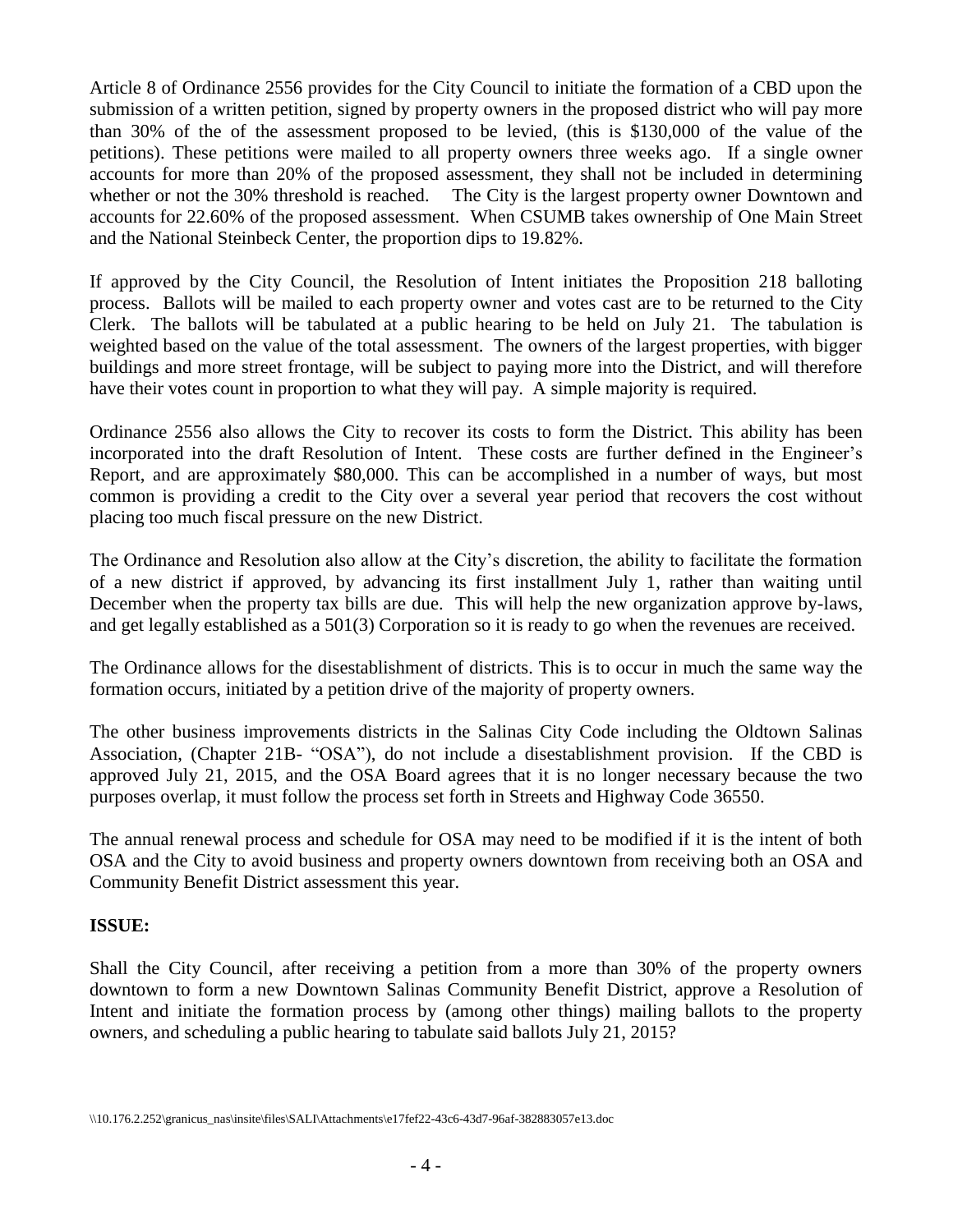Article 8 of Ordinance 2556 provides for the City Council to initiate the formation of a CBD upon the submission of a written petition, signed by property owners in the proposed district who will pay more than 30% of the of the assessment proposed to be levied, (this is $130,000 of the value of the petitions). These petitions were mailed to all property owners three weeks ago. If a single owner accounts for more than 20% of the proposed assessment, they shall not be included in determining whether or not the 30% threshold is reached. The City is the largest property owner Downtown and accounts for 22.60% of the proposed assessment. When CSUMB takes ownership of One Main Street and the National Steinbeck Center, the proportion dips to 19.82%.

If approved by the City Council, the Resolution of Intent initiates the Proposition 218 balloting process. Ballots will be mailed to each property owner and votes cast are to be returned to the City Clerk. The ballots will be tabulated at a public hearing to be held on July 21. The tabulation is weighted based on the value of the total assessment. The owners of the largest properties, with bigger buildings and more street frontage, will be subject to paying more into the District, and will therefore have their votes count in proportion to what they will pay. A simple majority is required.

Ordinance 2556 also allows the City to recover its costs to form the District. This ability has been incorporated into the draft Resolution of Intent. These costs are further defined in the Engineer's Report, and are approximately $80,000. This can be accomplished in a number of ways, but most common is providing a credit to the City over a several year period that recovers the cost without placing too much fiscal pressure on the new District.

The Ordinance and Resolution also allow at the City's discretion, the ability to facilitate the formation of a new district if approved, by advancing its first installment July 1, rather than waiting until December when the property tax bills are due. This will help the new organization approve by-laws, and get legally established as a 501(3) Corporation so it is ready to go when the revenues are received.

The Ordinance allows for the disestablishment of districts. This is to occur in much the same way the formation occurs, initiated by a petition drive of the majority of property owners.

The other business improvements districts in the Salinas City Code including the Oldtown Salinas Association, (Chapter 21B- "OSA"), do not include a disestablishment provision. If the CBD is approved July 21, 2015, and the OSA Board agrees that it is no longer necessary because the two purposes overlap, it must follow the process set forth in Streets and Highway Code 36550.

The annual renewal process and schedule for OSA may need to be modified if it is the intent of both OSA and the City to avoid business and property owners downtown from receiving both an OSA and Community Benefit District assessment this year.

**ISSUE:**

Shall the City Council, after receiving a petition from a more than 30% of the property owners downtown to form a new Downtown Salinas Community Benefit District, approve a Resolution of Intent and initiate the formation process by (among other things) mailing ballots to the property owners, and scheduling a public hearing to tabulate said ballots July 21, 2015?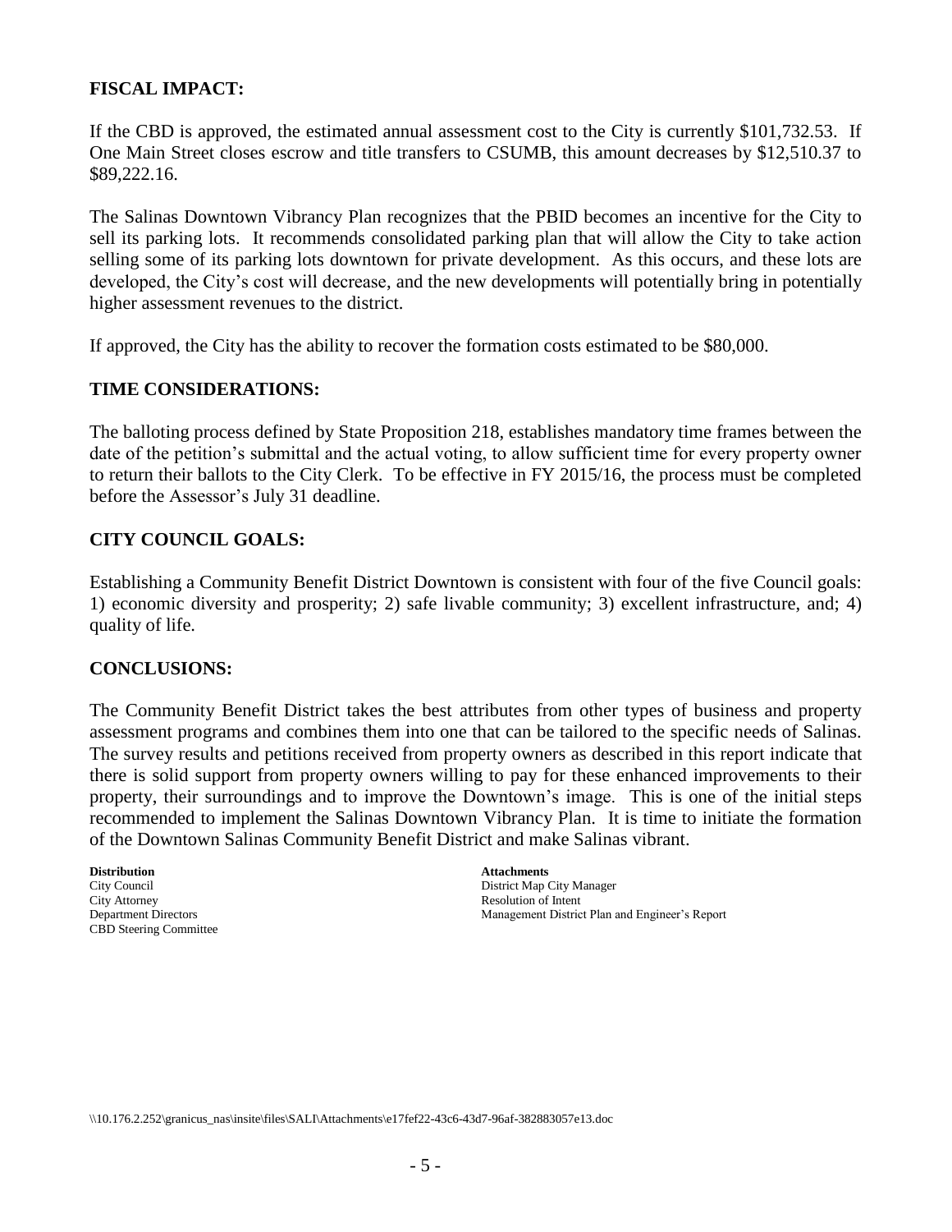## FISCAL IMPACT:

If the CBD is approved, the estimated annual assessment cost to the City is currently $101,732.53. If One Main Street closes escrow and title transfers to CSUMB, this amount decreases by $12,510.37 to $89,222.16.

The Salinas Downtown Vibrancy Plan recognizes that the PBID becomes an incentive for the City to sell its parking lots. It recommends consolidated parking plan that will allow the City to take action selling some of its parking lots downtown for private development. As this occurs, and these lots are developed, the City's cost will decrease, and the new developments will potentially bring in potentially higher assessment revenues to the district.

If approved, the City has the ability to recover the formation costs estimated to be $80,000.

## TIME CONSIDERATIONS:

The balloting process defined by State Proposition 218, establishes mandatory time frames between the date of the petition's submittal and the actual voting, to allow sufficient time for every property owner to return their ballots to the City Clerk. To be effective in FY 2015/16, the process must be completed before the Assessor's July 31 deadline.

## CITY COUNCIL GOALS:

Establishing a Community Benefit District Downtown is consistent with four of the five Council goals: 1) economic diversity and prosperity; 2) safe livable community; 3) excellent infrastructure, and; 4) quality of life.

## CONCLUSIONS:

The Community Benefit District takes the best attributes from other types of business and property assessment programs and combines them into one that can be tailored to the specific needs of Salinas. The survey results and petitions received from property owners as described in this report indicate that there is solid support from property owners willing to pay for these enhanced improvements to their property, their surroundings and to improve the Downtown's image. This is one of the initial steps recommended to implement the Salinas Downtown Vibrancy Plan. It is time to initiate the formation of the Downtown Salinas Community Benefit District and make Salinas vibrant.

**Distribution**
City Council
City Attorney
Department Directors
CBD Steering Committee

**Attachments**
District Map City Manager
Resolution of Intent
Management District Plan and Engineer's Report

\\10.176.2.252\granicus_nas\insite\files\SALI\Attachments\e17fef22-43c6-43d7-96af-382883057e13.doc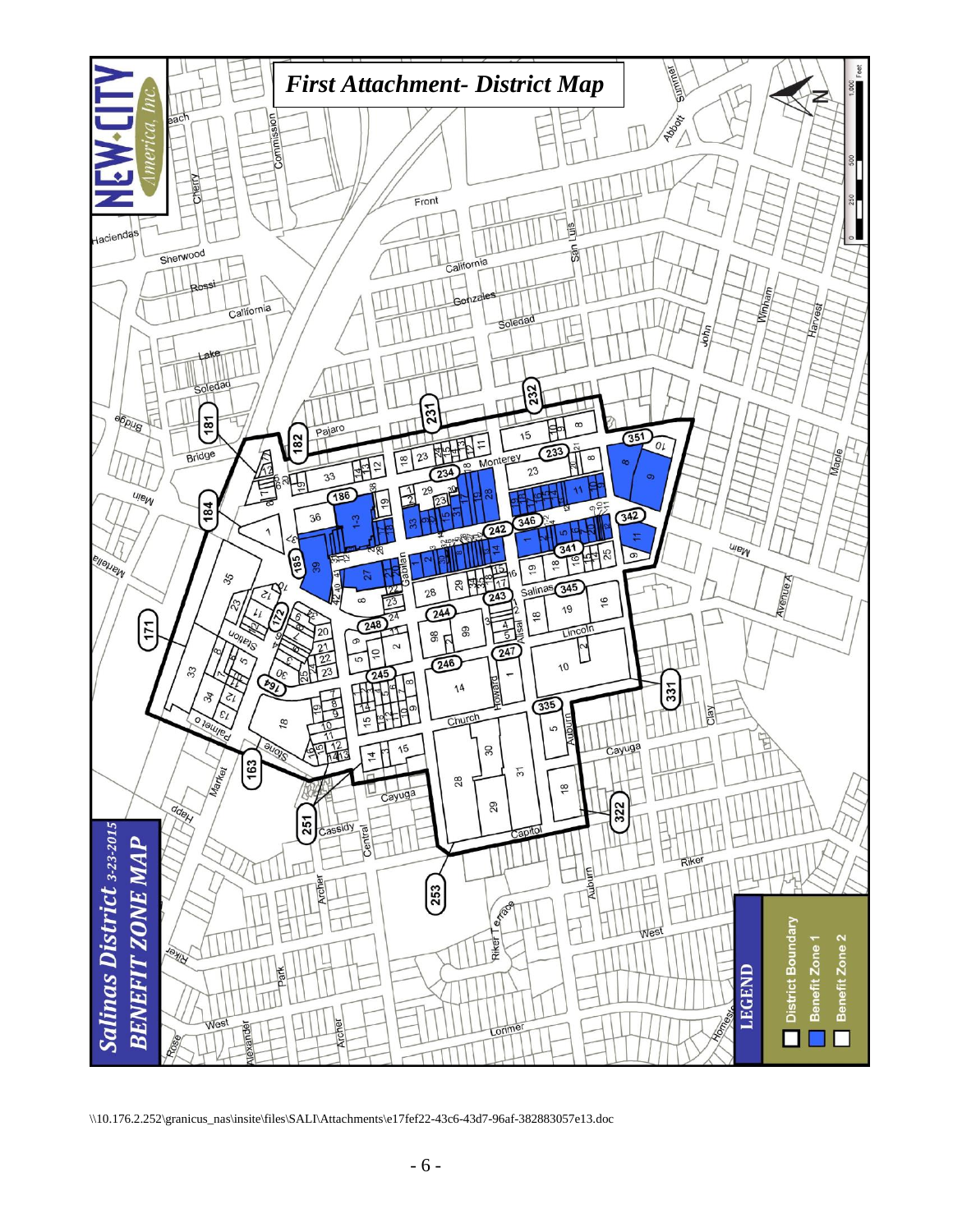# First Attachment- District Map

**Salinas District** 3-23-2015

**BENEFIT ZONE MAP**

NEW·CITY America, Inc.

**LEGEND**

- District Boundary
- Benefit Zone 1
- Benefit Zone 2

\\10.176.2.252\granicus_nas\insite\files\SALI\Attachments\e17fef22-43c6-43d7-96af-382883057e13.doc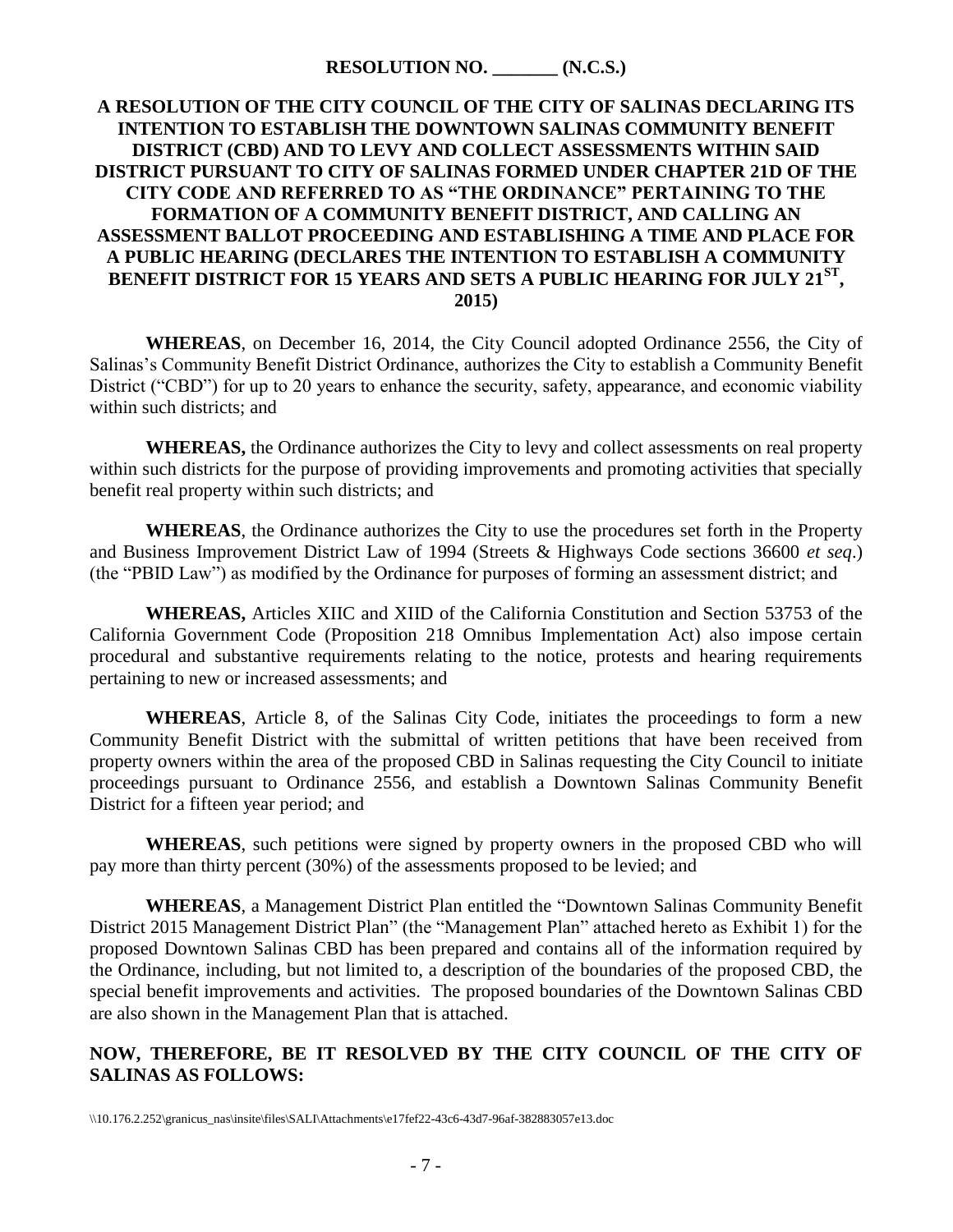**RESOLUTION NO. _______ (N.C.S.)**

**A RESOLUTION OF THE CITY COUNCIL OF THE CITY OF SALINAS DECLARING ITS INTENTION TO ESTABLISH THE DOWNTOWN SALINAS COMMUNITY BENEFIT DISTRICT (CBD) AND TO LEVY AND COLLECT ASSESSMENTS WITHIN SAID DISTRICT PURSUANT TO CITY OF SALINAS FORMED UNDER CHAPTER 21D OF THE CITY CODE AND REFERRED TO AS "THE ORDINANCE" PERTAINING TO THE FORMATION OF A COMMUNITY BENEFIT DISTRICT, AND CALLING AN ASSESSMENT BALLOT PROCEEDING AND ESTABLISHING A TIME AND PLACE FOR A PUBLIC HEARING (DECLARES THE INTENTION TO ESTABLISH A COMMUNITY BENEFIT DISTRICT FOR 15 YEARS AND SETS A PUBLIC HEARING FOR JULY 21ST, 2015)**

**WHEREAS**, on December 16, 2014, the City Council adopted Ordinance 2556, the City of Salinas's Community Benefit District Ordinance, authorizes the City to establish a Community Benefit District ("CBD") for up to 20 years to enhance the security, safety, appearance, and economic viability within such districts; and

**WHEREAS,** the Ordinance authorizes the City to levy and collect assessments on real property within such districts for the purpose of providing improvements and promoting activities that specially benefit real property within such districts; and

**WHEREAS**, the Ordinance authorizes the City to use the procedures set forth in the Property and Business Improvement District Law of 1994 (Streets & Highways Code sections 36600 *et seq*.) (the "PBID Law") as modified by the Ordinance for purposes of forming an assessment district; and

**WHEREAS,** Articles XIIC and XIID of the California Constitution and Section 53753 of the California Government Code (Proposition 218 Omnibus Implementation Act) also impose certain procedural and substantive requirements relating to the notice, protests and hearing requirements pertaining to new or increased assessments; and

**WHEREAS**, Article 8, of the Salinas City Code, initiates the proceedings to form a new Community Benefit District with the submittal of written petitions that have been received from property owners within the area of the proposed CBD in Salinas requesting the City Council to initiate proceedings pursuant to Ordinance 2556, and establish a Downtown Salinas Community Benefit District for a fifteen year period; and

**WHEREAS**, such petitions were signed by property owners in the proposed CBD who will pay more than thirty percent (30%) of the assessments proposed to be levied; and

**WHEREAS**, a Management District Plan entitled the "Downtown Salinas Community Benefit District 2015 Management District Plan" (the "Management Plan" attached hereto as Exhibit 1) for the proposed Downtown Salinas CBD has been prepared and contains all of the information required by the Ordinance, including, but not limited to, a description of the boundaries of the proposed CBD, the special benefit improvements and activities. The proposed boundaries of the Downtown Salinas CBD are also shown in the Management Plan that is attached.

**NOW, THEREFORE, BE IT RESOLVED BY THE CITY COUNCIL OF THE CITY OF SALINAS AS FOLLOWS:**

\\10.176.2.252\granicus_nas\insite\files\SALI\Attachments\e17fef22-43c6-43d7-96af-382883057e13.doc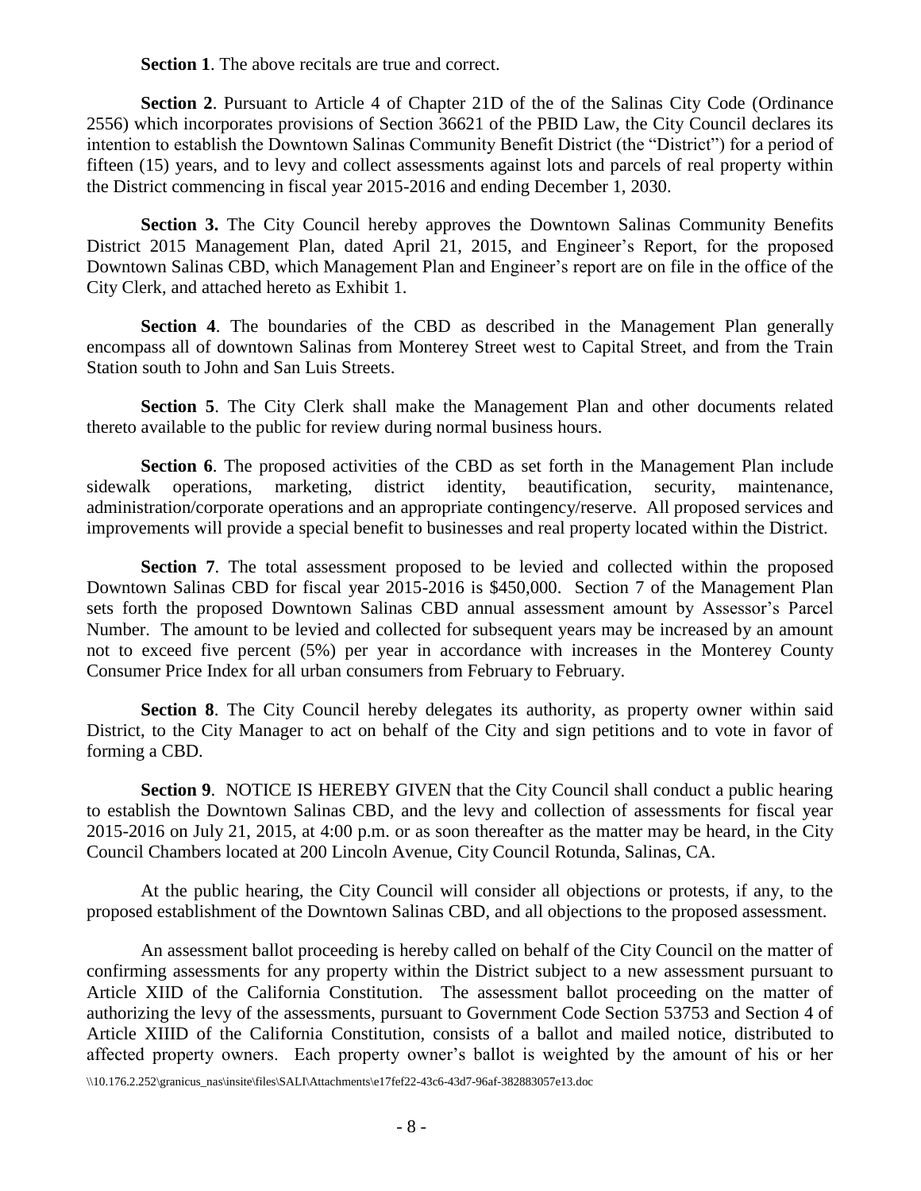**Section 1**. The above recitals are true and correct.

**Section 2**. Pursuant to Article 4 of Chapter 21D of the of the Salinas City Code (Ordinance 2556) which incorporates provisions of Section 36621 of the PBID Law, the City Council declares its intention to establish the Downtown Salinas Community Benefit District (the "District") for a period of fifteen (15) years, and to levy and collect assessments against lots and parcels of real property within the District commencing in fiscal year 2015-2016 and ending December 1, 2030.

**Section 3.** The City Council hereby approves the Downtown Salinas Community Benefits District 2015 Management Plan, dated April 21, 2015, and Engineer's Report, for the proposed Downtown Salinas CBD, which Management Plan and Engineer's report are on file in the office of the City Clerk, and attached hereto as Exhibit 1.

**Section 4**. The boundaries of the CBD as described in the Management Plan generally encompass all of downtown Salinas from Monterey Street west to Capital Street, and from the Train Station south to John and San Luis Streets.

**Section 5**. The City Clerk shall make the Management Plan and other documents related thereto available to the public for review during normal business hours.

**Section 6**. The proposed activities of the CBD as set forth in the Management Plan include sidewalk operations, marketing, district identity, beautification, security, maintenance, administration/corporate operations and an appropriate contingency/reserve. All proposed services and improvements will provide a special benefit to businesses and real property located within the District.

**Section 7**. The total assessment proposed to be levied and collected within the proposed Downtown Salinas CBD for fiscal year 2015-2016 is $450,000. Section 7 of the Management Plan sets forth the proposed Downtown Salinas CBD annual assessment amount by Assessor's Parcel Number. The amount to be levied and collected for subsequent years may be increased by an amount not to exceed five percent (5%) per year in accordance with increases in the Monterey County Consumer Price Index for all urban consumers from February to February.

**Section 8**. The City Council hereby delegates its authority, as property owner within said District, to the City Manager to act on behalf of the City and sign petitions and to vote in favor of forming a CBD.

**Section 9**. NOTICE IS HEREBY GIVEN that the City Council shall conduct a public hearing to establish the Downtown Salinas CBD, and the levy and collection of assessments for fiscal year 2015-2016 on July 21, 2015, at 4:00 p.m. or as soon thereafter as the matter may be heard, in the City Council Chambers located at 200 Lincoln Avenue, City Council Rotunda, Salinas, CA.

At the public hearing, the City Council will consider all objections or protests, if any, to the proposed establishment of the Downtown Salinas CBD, and all objections to the proposed assessment.

An assessment ballot proceeding is hereby called on behalf of the City Council on the matter of confirming assessments for any property within the District subject to a new assessment pursuant to Article XIID of the California Constitution. The assessment ballot proceeding on the matter of authorizing the levy of the assessments, pursuant to Government Code Section 53753 and Section 4 of Article XIIID of the California Constitution, consists of a ballot and mailed notice, distributed to affected property owners. Each property owner's ballot is weighted by the amount of his or her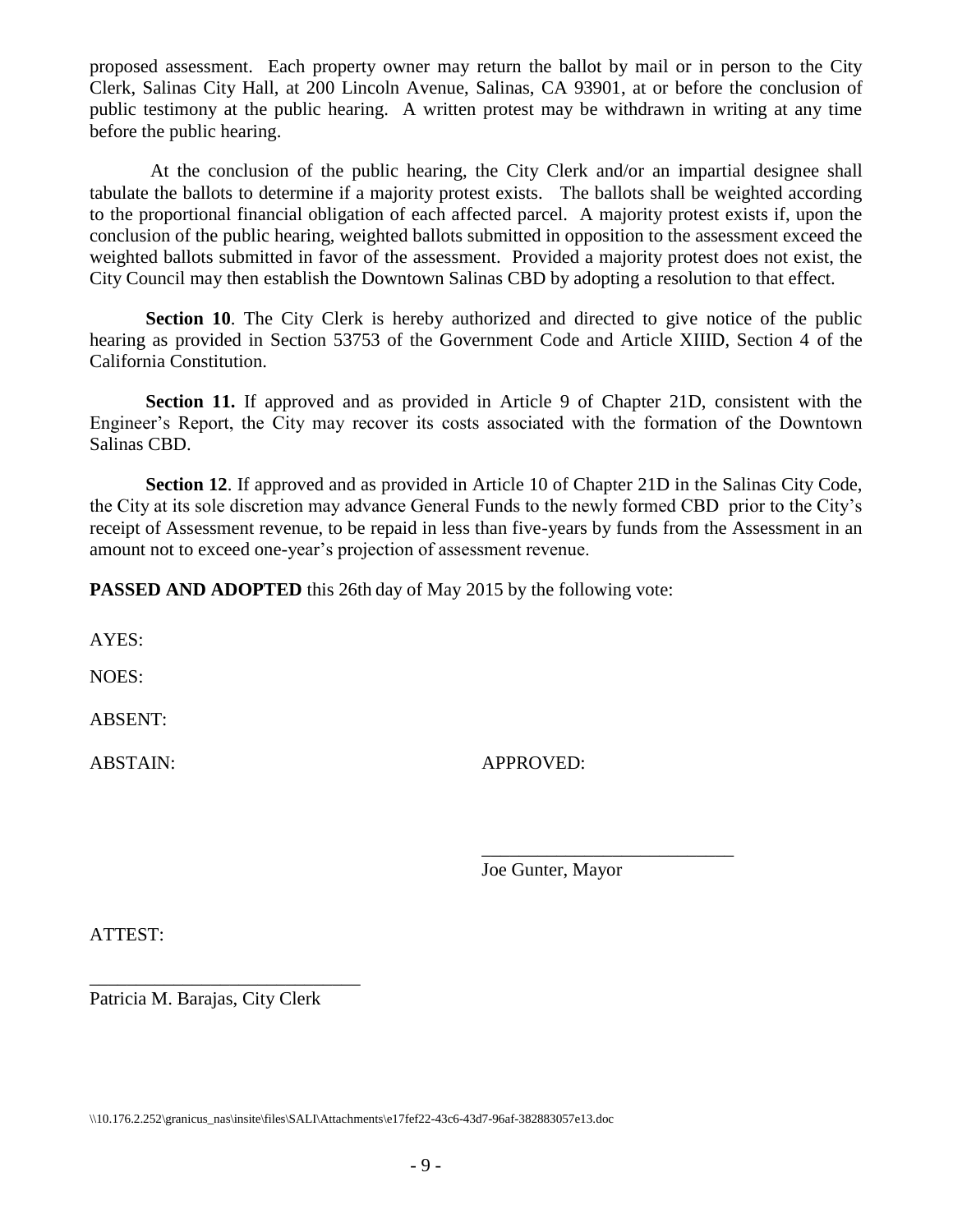proposed assessment. Each property owner may return the ballot by mail or in person to the City Clerk, Salinas City Hall, at 200 Lincoln Avenue, Salinas, CA 93901, at or before the conclusion of public testimony at the public hearing. A written protest may be withdrawn in writing at any time before the public hearing.

At the conclusion of the public hearing, the City Clerk and/or an impartial designee shall tabulate the ballots to determine if a majority protest exists. The ballots shall be weighted according to the proportional financial obligation of each affected parcel. A majority protest exists if, upon the conclusion of the public hearing, weighted ballots submitted in opposition to the assessment exceed the weighted ballots submitted in favor of the assessment. Provided a majority protest does not exist, the City Council may then establish the Downtown Salinas CBD by adopting a resolution to that effect.

**Section 10**. The City Clerk is hereby authorized and directed to give notice of the public hearing as provided in Section 53753 of the Government Code and Article XIIID, Section 4 of the California Constitution.

**Section 11.** If approved and as provided in Article 9 of Chapter 21D, consistent with the Engineer's Report, the City may recover its costs associated with the formation of the Downtown Salinas CBD.

**Section 12**. If approved and as provided in Article 10 of Chapter 21D in the Salinas City Code, the City at its sole discretion may advance General Funds to the newly formed CBD prior to the City's receipt of Assessment revenue, to be repaid in less than five-years by funds from the Assessment in an amount not to exceed one-year's projection of assessment revenue.

**PASSED AND ADOPTED** this 26th day of May 2015 by the following vote:

AYES:

NOES:

ABSENT:

ABSTAIN:

APPROVED:

___________________________
Joe Gunter, Mayor

ATTEST:

_____________________________
Patricia M. Barajas, City Clerk

\\10.176.2.252\granicus_nas\insite\files\SALI\Attachments\e17fef22-43c6-43d7-96af-382883057e13.doc